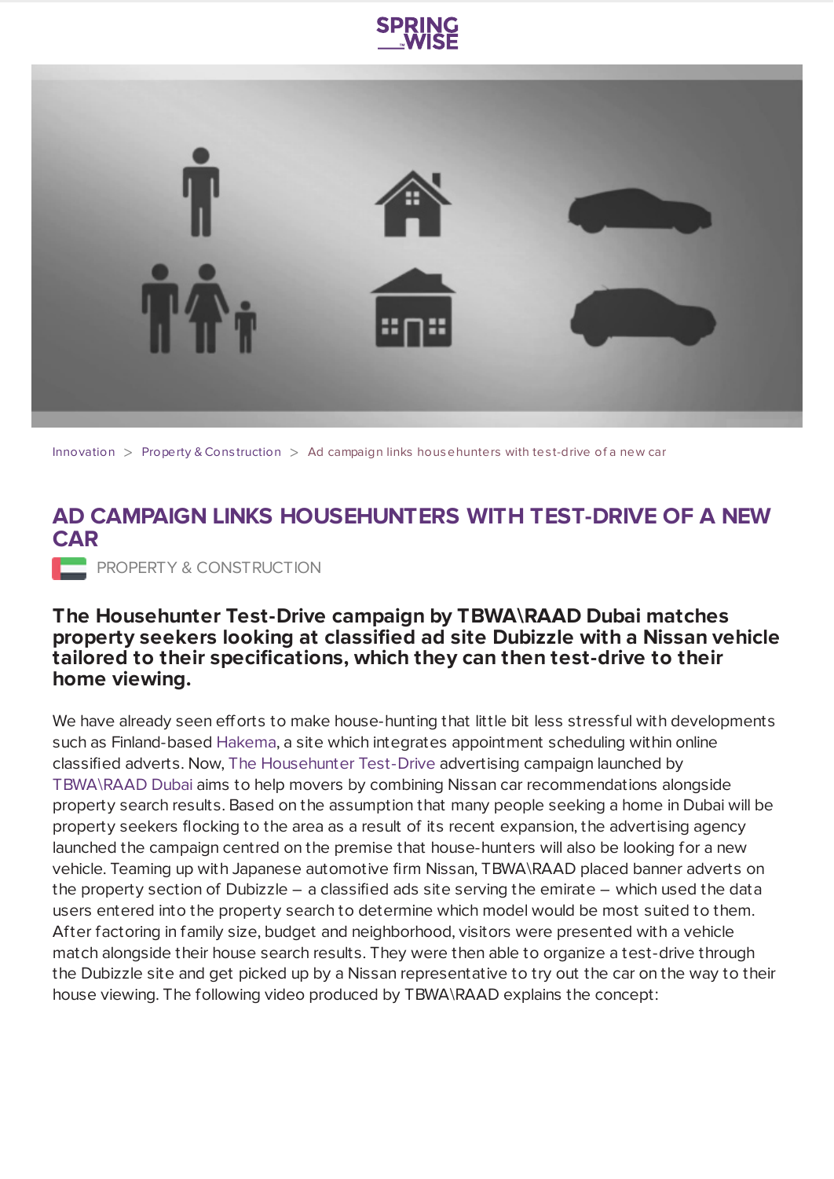Innovation > Property & Construction > Ad campaign links househunters with test-drive of a new car

# AD CAMPAIGN LINKS HOUSEHUNTERS WITH TEST-DRIVE OF A NEW CAR

PROPERTY & CONSTRUCTION

**The Househunter Test-Drive campaign by TBWA\RAAD Dubai matches property seekers looking at classified ad site Dubizzle with a Nissan vehicle tailored to their specifications, which they can then test-drive to their home viewing.**

We have already seen efforts to make house-hunting that little bit less stressful with developments such as Finland-based Hakema, a site which integrates appointment scheduling within online classified adverts. Now, The Househunter Test-Drive advertising campaign launched by TBWA\RAAD Dubai aims to help movers by combining Nissan car recommendations alongside property search results. Based on the assumption that many people seeking a home in Dubai will be property seekers flocking to the area as a result of its recent expansion, the advertising agency launched the campaign centred on the premise that house-hunters will also be looking for a new vehicle. Teaming up with Japanese automotive firm Nissan, TBWA\RAAD placed banner adverts on the property section of Dubizzle – a classified ads site serving the emirate – which used the data users entered into the property search to determine which model would be most suited to them. After factoring in family size, budget and neighborhood, visitors were presented with a vehicle match alongside their house search results. They were then able to organize a test-drive through the Dubizzle site and get picked up by a Nissan representative to try out the car on the way to their house viewing. The following video produced by TBWA\RAAD explains the concept: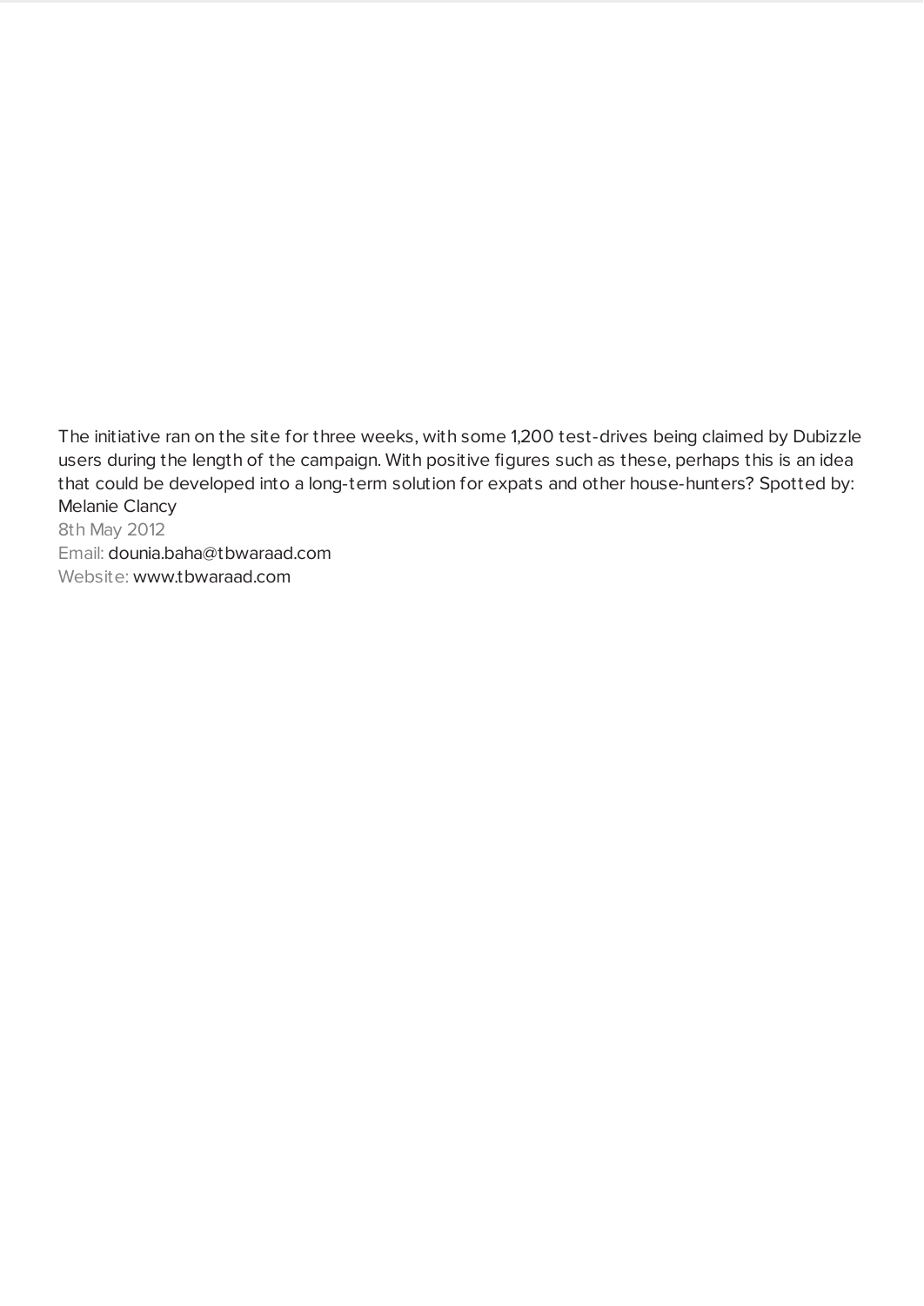The initiative ran on the site for three weeks, with some 1,200 test-drives being claimed by Dubizzle users during the length of the campaign. With positive figures such as these, perhaps this is an idea that could be developed into a long-term solution for expats and other house-hunters? Spotted by: Melanie Clancy

8th May 2012

Email: dounia.baha@tbwaraad.com

Website: www.tbwaraad.com